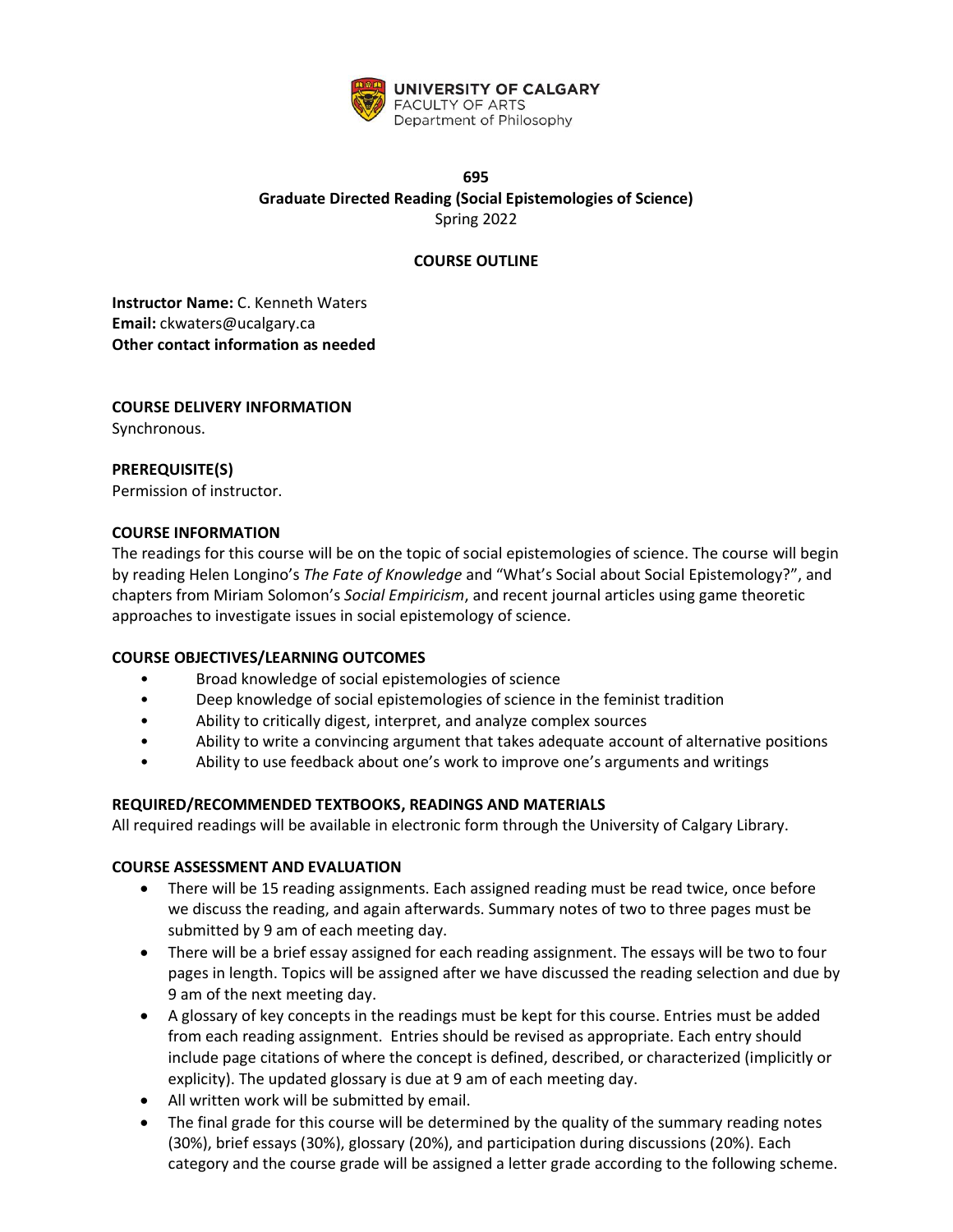UNIVERSITY OF CALGARY
FACULTY OF ARTS
Department of Philosophy

# 695
## Graduate Directed Reading (Social Epistemologies of Science)
Spring 2022

## COURSE OUTLINE

**Instructor Name:** C. Kenneth Waters
**Email:** ckwaters@ucalgary.ca
**Other contact information as needed**

### COURSE DELIVERY INFORMATION
Synchronous.

### PREREQUISITE(S)
Permission of instructor.

### COURSE INFORMATION
The readings for this course will be on the topic of social epistemologies of science. The course will begin by reading Helen Longino's *The Fate of Knowledge* and "What's Social about Social Epistemology?", and chapters from Miriam Solomon's *Social Empiricism*, and recent journal articles using game theoretic approaches to investigate issues in social epistemology of science.

### COURSE OBJECTIVES/LEARNING OUTCOMES
- Broad knowledge of social epistemologies of science
- Deep knowledge of social epistemologies of science in the feminist tradition
- Ability to critically digest, interpret, and analyze complex sources
- Ability to write a convincing argument that takes adequate account of alternative positions
- Ability to use feedback about one's work to improve one's arguments and writings

### REQUIRED/RECOMMENDED TEXTBOOKS, READINGS AND MATERIALS
All required readings will be available in electronic form through the University of Calgary Library.

### COURSE ASSESSMENT AND EVALUATION
- There will be 15 reading assignments. Each assigned reading must be read twice, once before we discuss the reading, and again afterwards. Summary notes of two to three pages must be submitted by 9 am of each meeting day.
- There will be a brief essay assigned for each reading assignment. The essays will be two to four pages in length. Topics will be assigned after we have discussed the reading selection and due by 9 am of the next meeting day.
- A glossary of key concepts in the readings must be kept for this course. Entries must be added from each reading assignment. Entries should be revised as appropriate. Each entry should include page citations of where the concept is defined, described, or characterized (implicitly or explicity). The updated glossary is due at 9 am of each meeting day.
- All written work will be submitted by email.
- The final grade for this course will be determined by the quality of the summary reading notes (30%), brief essays (30%), glossary (20%), and participation during discussions (20%). Each category and the course grade will be assigned a letter grade according to the following scheme.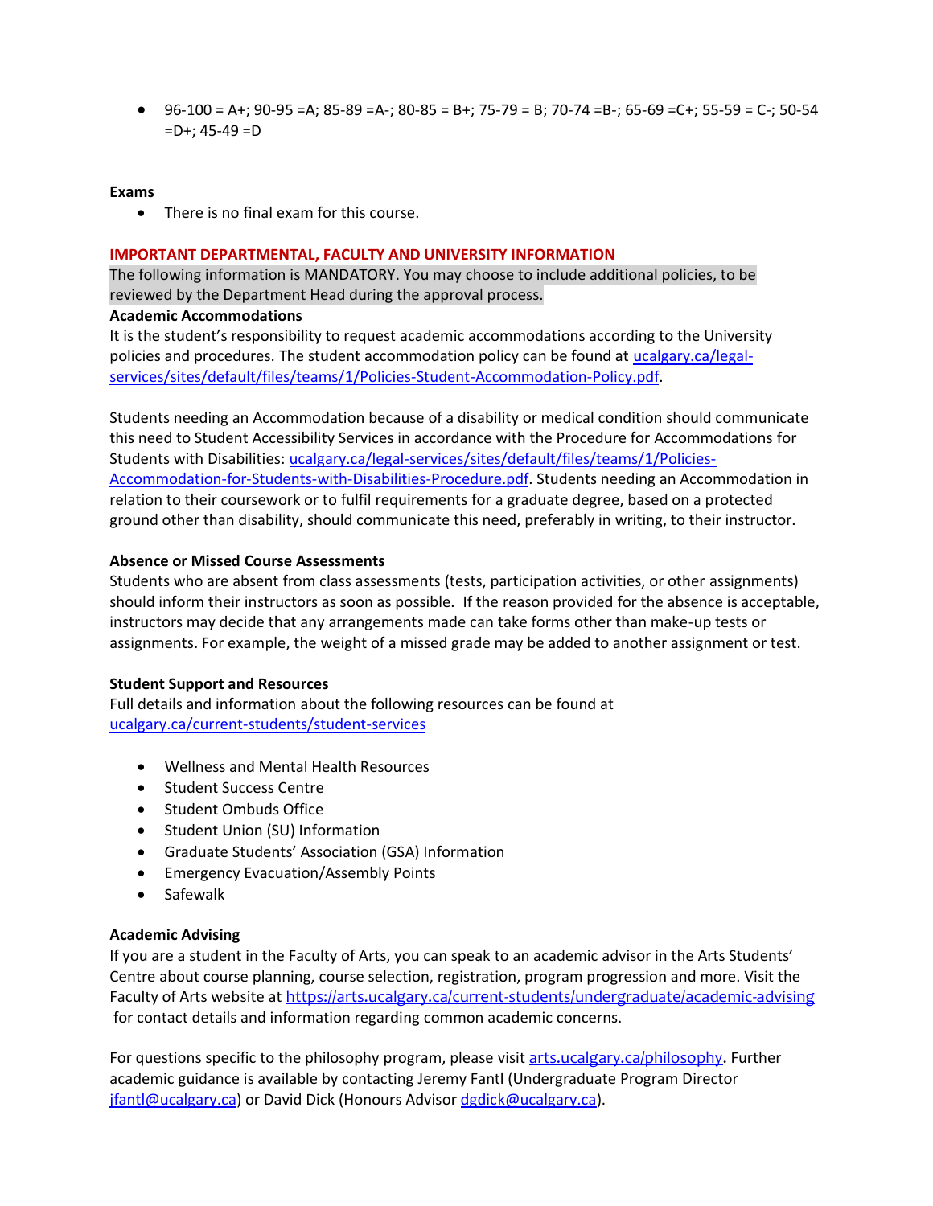- 96-100 = A+; 90-95 =A; 85-89 =A-; 80-85 = B+; 75-79 = B; 70-74 =B-; 65-69 =C+; 55-59 = C-; 50-54 =D+; 45-49 =D

**Exams**

- There is no final exam for this course.

## IMPORTANT DEPARTMENTAL, FACULTY AND UNIVERSITY INFORMATION

The following information is MANDATORY. You may choose to include additional policies, to be reviewed by the Department Head during the approval process.

**Academic Accommodations**

It is the student's responsibility to request academic accommodations according to the University policies and procedures. The student accommodation policy can be found at ucalgary.ca/legal-services/sites/default/files/teams/1/Policies-Student-Accommodation-Policy.pdf.

Students needing an Accommodation because of a disability or medical condition should communicate this need to Student Accessibility Services in accordance with the Procedure for Accommodations for Students with Disabilities: ucalgary.ca/legal-services/sites/default/files/teams/1/Policies-Accommodation-for-Students-with-Disabilities-Procedure.pdf. Students needing an Accommodation in relation to their coursework or to fulfil requirements for a graduate degree, based on a protected ground other than disability, should communicate this need, preferably in writing, to their instructor.

**Absence or Missed Course Assessments**

Students who are absent from class assessments (tests, participation activities, or other assignments) should inform their instructors as soon as possible. If the reason provided for the absence is acceptable, instructors may decide that any arrangements made can take forms other than make-up tests or assignments. For example, the weight of a missed grade may be added to another assignment or test.

**Student Support and Resources**

Full details and information about the following resources can be found at ucalgary.ca/current-students/student-services

- Wellness and Mental Health Resources
- Student Success Centre
- Student Ombuds Office
- Student Union (SU) Information
- Graduate Students' Association (GSA) Information
- Emergency Evacuation/Assembly Points
- Safewalk

**Academic Advising**

If you are a student in the Faculty of Arts, you can speak to an academic advisor in the Arts Students' Centre about course planning, course selection, registration, program progression and more. Visit the Faculty of Arts website at https://arts.ucalgary.ca/current-students/undergraduate/academic-advising for contact details and information regarding common academic concerns.

For questions specific to the philosophy program, please visit arts.ucalgary.ca/philosophy. Further academic guidance is available by contacting Jeremy Fantl (Undergraduate Program Director jfantl@ucalgary.ca) or David Dick (Honours Advisor dgdick@ucalgary.ca).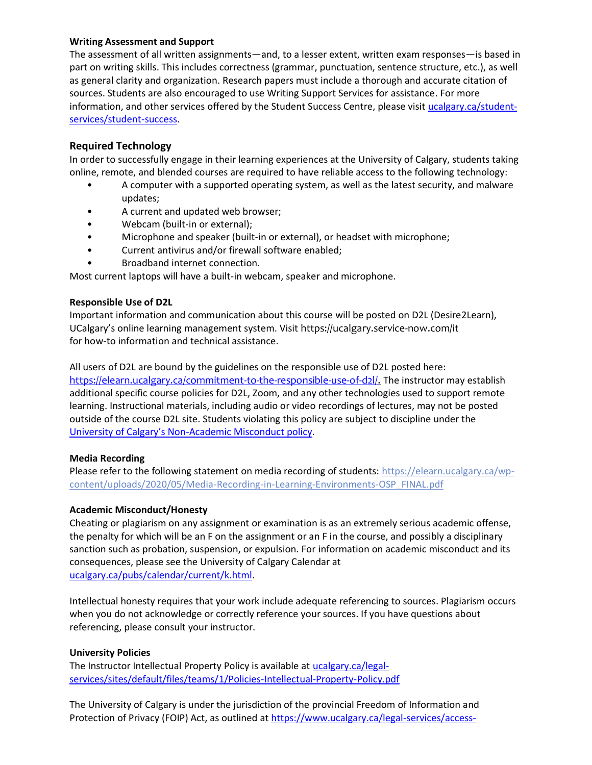**Writing Assessment and Support**

The assessment of all written assignments—and, to a lesser extent, written exam responses—is based in part on writing skills. This includes correctness (grammar, punctuation, sentence structure, etc.), as well as general clarity and organization. Research papers must include a thorough and accurate citation of sources. Students are also encouraged to use Writing Support Services for assistance. For more information, and other services offered by the Student Success Centre, please visit [ucalgary.ca/student-services/student-success](ucalgary.ca/student-services/student-success).

## Required Technology

In order to successfully engage in their learning experiences at the University of Calgary, students taking online, remote, and blended courses are required to have reliable access to the following technology:

- A computer with a supported operating system, as well as the latest security, and malware updates;
- A current and updated web browser;
- Webcam (built-in or external);
- Microphone and speaker (built-in or external), or headset with microphone;
- Current antivirus and/or firewall software enabled;
- Broadband internet connection.

Most current laptops will have a built-in webcam, speaker and microphone.

**Responsible Use of D2L**

Important information and communication about this course will be posted on D2L (Desire2Learn), UCalgary's online learning management system. Visit https://ucalgary.service-now.com/it for how-to information and technical assistance.

All users of D2L are bound by the guidelines on the responsible use of D2L posted here: [https://elearn.ucalgary.ca/commitment-to-the-responsible-use-of-d2l/.](https://elearn.ucalgary.ca/commitment-to-the-responsible-use-of-d2l/) The instructor may establish additional specific course policies for D2L, Zoom, and any other technologies used to support remote learning. Instructional materials, including audio or video recordings of lectures, may not be posted outside of the course D2L site. Students violating this policy are subject to discipline under the University of Calgary's Non-Academic Misconduct policy.

**Media Recording**

Please refer to the following statement on media recording of students: [https://elearn.ucalgary.ca/wp-content/uploads/2020/05/Media-Recording-in-Learning-Environments-OSP_FINAL.pdf](https://elearn.ucalgary.ca/wp-content/uploads/2020/05/Media-Recording-in-Learning-Environments-OSP_FINAL.pdf)

**Academic Misconduct/Honesty**

Cheating or plagiarism on any assignment or examination is as an extremely serious academic offense, the penalty for which will be an F on the assignment or an F in the course, and possibly a disciplinary sanction such as probation, suspension, or expulsion. For information on academic misconduct and its consequences, please see the University of Calgary Calendar at [ucalgary.ca/pubs/calendar/current/k.html](ucalgary.ca/pubs/calendar/current/k.html).

Intellectual honesty requires that your work include adequate referencing to sources. Plagiarism occurs when you do not acknowledge or correctly reference your sources. If you have questions about referencing, please consult your instructor.

**University Policies**

The Instructor Intellectual Property Policy is available at [ucalgary.ca/legal-services/sites/default/files/teams/1/Policies-Intellectual-Property-Policy.pdf](ucalgary.ca/legal-services/sites/default/files/teams/1/Policies-Intellectual-Property-Policy.pdf)

The University of Calgary is under the jurisdiction of the provincial Freedom of Information and Protection of Privacy (FOIP) Act, as outlined at https://www.ucalgary.ca/legal-services/access-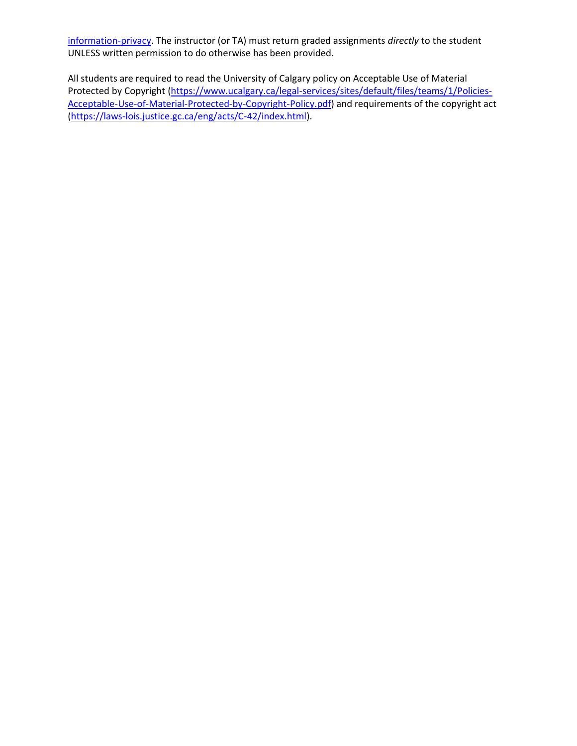information-privacy. The instructor (or TA) must return graded assignments *directly* to the student UNLESS written permission to do otherwise has been provided.

All students are required to read the University of Calgary policy on Acceptable Use of Material Protected by Copyright (https://www.ucalgary.ca/legal-services/sites/default/files/teams/1/Policies-Acceptable-Use-of-Material-Protected-by-Copyright-Policy.pdf) and requirements of the copyright act (https://laws-lois.justice.gc.ca/eng/acts/C-42/index.html).